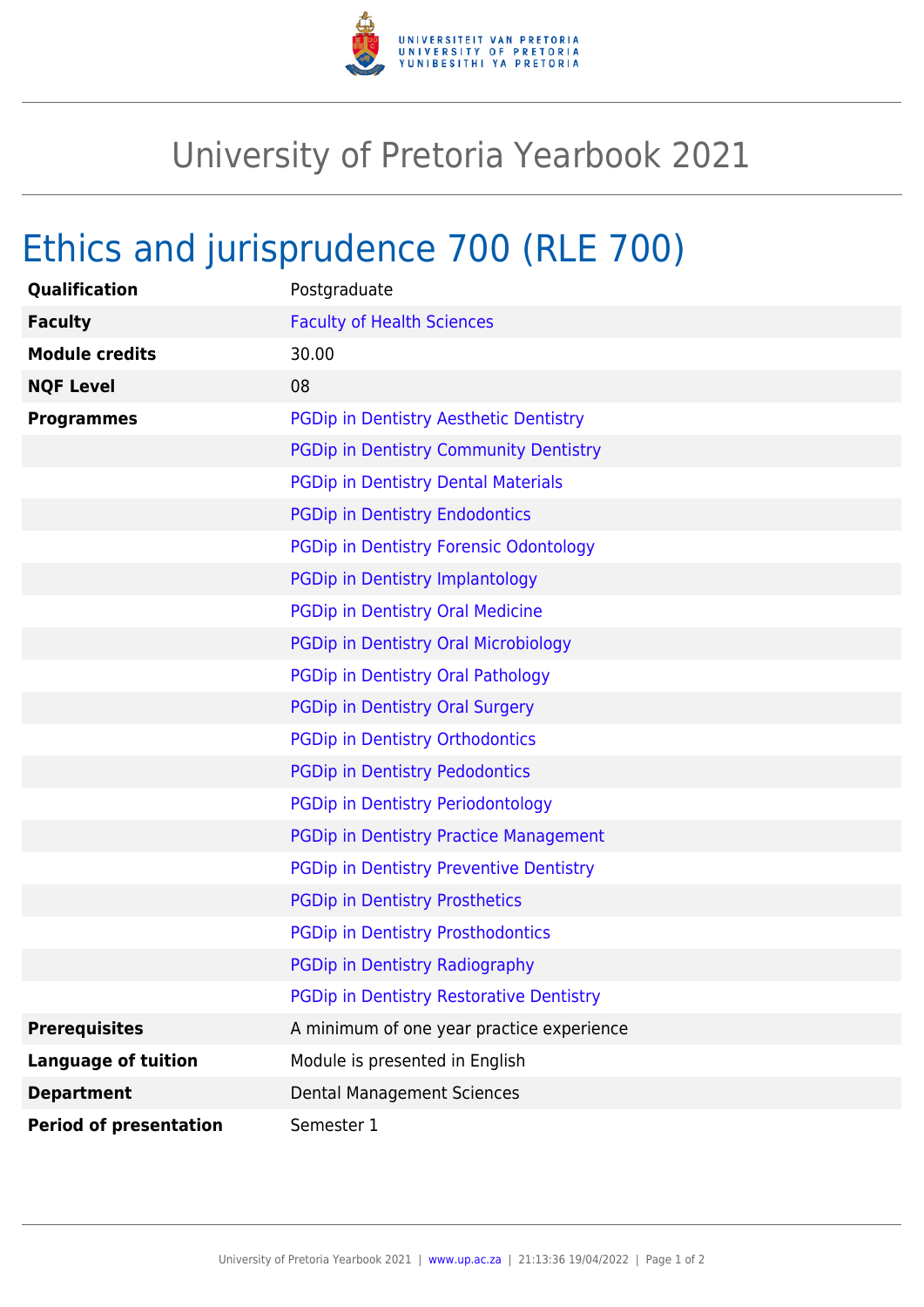# University of Pretoria Yearbook 2021

## Ethics and jurisprudence 700 (RLE 700)

| | |
|---|---|
| **Qualification** | Postgraduate |
| **Faculty** | Faculty of Health Sciences |
| **Module credits** | 30.00 |
| **NQF Level** | 08 |
| **Programmes** | PGDip in Dentistry Aesthetic Dentistry |
| | PGDip in Dentistry Community Dentistry |
| | PGDip in Dentistry Dental Materials |
| | PGDip in Dentistry Endodontics |
| | PGDip in Dentistry Forensic Odontology |
| | PGDip in Dentistry Implantology |
| | PGDip in Dentistry Oral Medicine |
| | PGDip in Dentistry Oral Microbiology |
| | PGDip in Dentistry Oral Pathology |
| | PGDip in Dentistry Oral Surgery |
| | PGDip in Dentistry Orthodontics |
| | PGDip in Dentistry Pedodontics |
| | PGDip in Dentistry Periodontology |
| | PGDip in Dentistry Practice Management |
| | PGDip in Dentistry Preventive Dentistry |
| | PGDip in Dentistry Prosthetics |
| | PGDip in Dentistry Prosthodontics |
| | PGDip in Dentistry Radiography |
| | PGDip in Dentistry Restorative Dentistry |
| **Prerequisites** | A minimum of one year practice experience |
| **Language of tuition** | Module is presented in English |
| **Department** | Dental Management Sciences |
| **Period of presentation** | Semester 1 |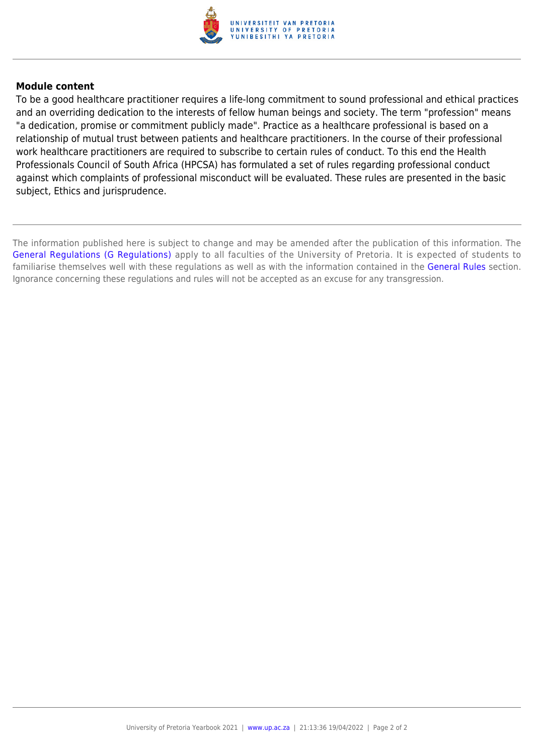### Module content

To be a good healthcare practitioner requires a life-long commitment to sound professional and ethical practices and an overriding dedication to the interests of fellow human beings and society. The term "profession" means "a dedication, promise or commitment publicly made". Practice as a healthcare professional is based on a relationship of mutual trust between patients and healthcare practitioners. In the course of their professional work healthcare practitioners are required to subscribe to certain rules of conduct. To this end the Health Professionals Council of South Africa (HPCSA) has formulated a set of rules regarding professional conduct against which complaints of professional misconduct will be evaluated. These rules are presented in the basic subject, Ethics and jurisprudence.

---

The information published here is subject to change and may be amended after the publication of this information. The General Regulations (G Regulations) apply to all faculties of the University of Pretoria. It is expected of students to familiarise themselves well with these regulations as well as with the information contained in the General Rules section. Ignorance concerning these regulations and rules will not be accepted as an excuse for any transgression.